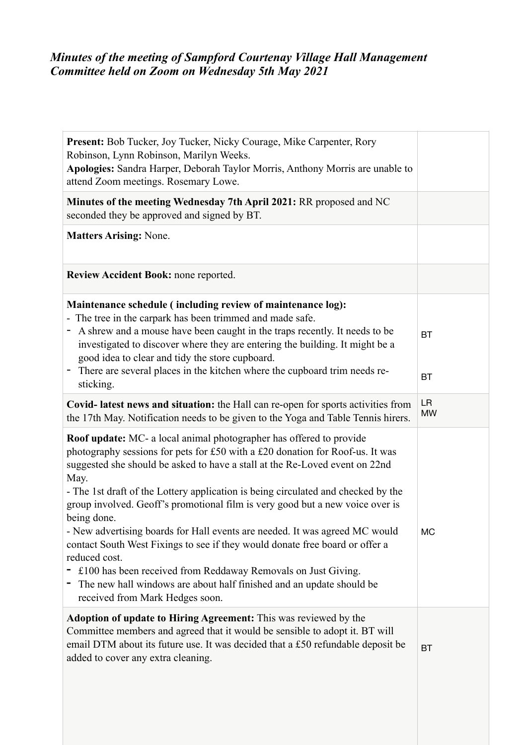*Minutes of the meeting of Sampford Courtenay Village Hall Management Committee held on Zoom on Wednesday 5th May 2021*

| | |
|---|---|
| **Present:** Bob Tucker, Joy Tucker, Nicky Courage, Mike Carpenter, Rory Robinson, Lynn Robinson, Marilyn Weeks.<br>**Apologies:** Sandra Harper, Deborah Taylor Morris, Anthony Morris are unable to attend Zoom meetings. Rosemary Lowe. | |
| **Minutes of the meeting Wednesday 7th April 2021:** RR proposed and NC seconded they be approved and signed by BT. | |
| **Matters Arising:** None. | |
| **Review Accident Book:** none reported. | |
| **Maintenance schedule ( including review of maintenance log):**<br>- The tree in the carpark has been trimmed and made safe.<br>- A shrew and a mouse have been caught in the traps recently. It needs to be investigated to discover where they are entering the building. It might be a good idea to clear and tidy the store cupboard.<br>- There are several places in the kitchen where the cupboard trim needs re-sticking. | BT<br><br>BT |
| **Covid- latest news and situation:** the Hall can re-open for sports activities from the 17th May. Notification needs to be given to the Yoga and Table Tennis hirers. | LR<br>MW |
| **Roof update:** MC- a local animal photographer has offered to provide photography sessions for pets for £50 with a £20 donation for Roof-us. It was suggested she should be asked to have a stall at the Re-Loved event on 22nd May.<br>- The 1st draft of the Lottery application is being circulated and checked by the group involved. Geoff's promotional film is very good but a new voice over is being done.<br>- New advertising boards for Hall events are needed. It was agreed MC would contact South West Fixings to see if they would donate free board or offer a reduced cost.<br>- £100 has been received from Reddaway Removals on Just Giving.<br>- The new hall windows are about half finished and an update should be received from Mark Hedges soon. | MC |
| **Adoption of update to Hiring Agreement:** This was reviewed by the Committee members and agreed that it would be sensible to adopt it. BT will email DTM about its future use. It was decided that a £50 refundable deposit be added to cover any extra cleaning. | BT |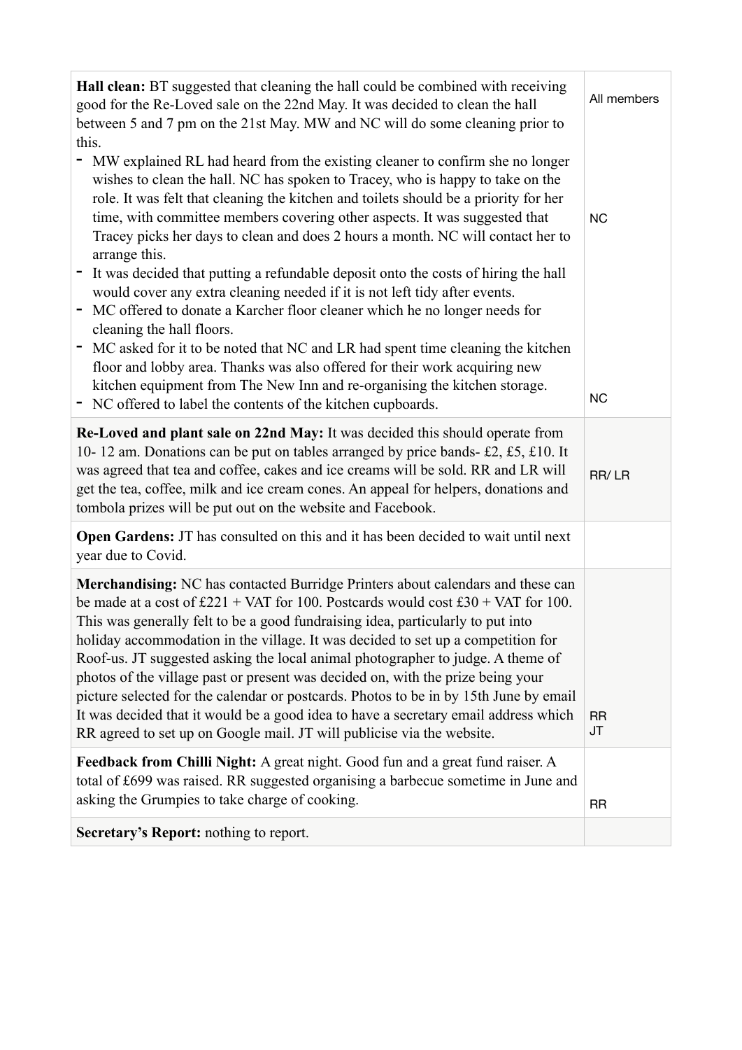| | |
|---|---|
| **Hall clean:** BT suggested that cleaning the hall could be combined with receiving good for the Re-Loved sale on the 22nd May. It was decided to clean the hall between 5 and 7 pm on the 21st May. MW and NC will do some cleaning prior to this.<br>- MW explained RL had heard from the existing cleaner to confirm she no longer wishes to clean the hall. NC has spoken to Tracey, who is happy to take on the role. It was felt that cleaning the kitchen and toilets should be a priority for her time, with committee members covering other aspects. It was suggested that Tracey picks her days to clean and does 2 hours a month. NC will contact her to arrange this.<br>- It was decided that putting a refundable deposit onto the costs of hiring the hall would cover any extra cleaning needed if it is not left tidy after events.<br>- MC offered to donate a Karcher floor cleaner which he no longer needs for cleaning the hall floors.<br>- MC asked for it to be noted that NC and LR had spent time cleaning the kitchen floor and lobby area. Thanks was also offered for their work acquiring new kitchen equipment from The New Inn and re-organising the kitchen storage.<br>- NC offered to label the contents of the kitchen cupboards. | All members<br><br>NC<br><br>NC |
| **Re-Loved and plant sale on 22nd May:** It was decided this should operate from 10- 12 am. Donations can be put on tables arranged by price bands- £2, £5, £10. It was agreed that tea and coffee, cakes and ice creams will be sold. RR and LR will get the tea, coffee, milk and ice cream cones. An appeal for helpers, donations and tombola prizes will be put out on the website and Facebook. | RR/ LR |
| **Open Gardens:** JT has consulted on this and it has been decided to wait until next year due to Covid. | |
| **Merchandising:** NC has contacted Burridge Printers about calendars and these can be made at a cost of £221 + VAT for 100. Postcards would cost £30 + VAT for 100. This was generally felt to be a good fundraising idea, particularly to put into holiday accommodation in the village. It was decided to set up a competition for Roof-us. JT suggested asking the local animal photographer to judge. A theme of photos of the village past or present was decided on, with the prize being your picture selected for the calendar or postcards. Photos to be in by 15th June by email It was decided that it would be a good idea to have a secretary email address which RR agreed to set up on Google mail. JT will publicise via the website. | RR<br>JT |
| **Feedback from Chilli Night:** A great night. Good fun and a great fund raiser. A total of £699 was raised. RR suggested organising a barbecue sometime in June and asking the Grumpies to take charge of cooking. | RR |
| **Secretary's Report:** nothing to report. | |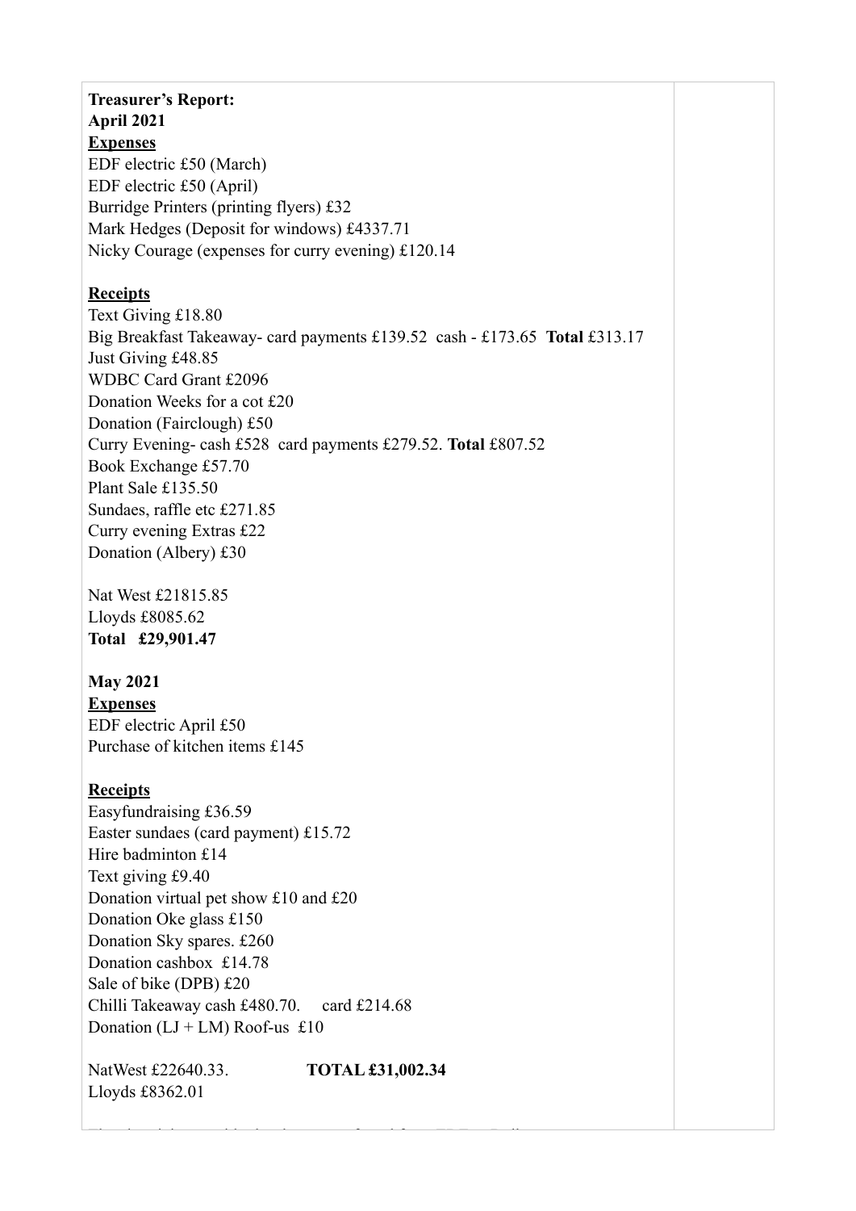**Treasurer's Report:**
**April 2021**
**Expenses**
EDF electric £50 (March)
EDF electric £50 (April)
Burridge Printers (printing flyers) £32
Mark Hedges (Deposit for windows) £4337.71
Nicky Courage (expenses for curry evening) £120.14

**Receipts**
Text Giving £18.80
Big Breakfast Takeaway- card payments £139.52 cash - £173.65 **Total** £313.17
Just Giving £48.85
WDBC Card Grant £2096
Donation Weeks for a cot £20
Donation (Fairclough) £50
Curry Evening- cash £528 card payments £279.52. **Total** £807.52
Book Exchange £57.70
Plant Sale £135.50
Sundaes, raffle etc £271.85
Curry evening Extras £22
Donation (Albery) £30

Nat West £21815.85
Lloyds £8085.62
**Total £29,901.47**

**May 2021**
**Expenses**
EDF electric April £50
Purchase of kitchen items £145

**Receipts**
Easyfundraising £36.59
Easter sundaes (card payment) £15.72
Hire badminton £14
Text giving £9.40
Donation virtual pet show £10 and £20
Donation Oke glass £150
Donation Sky spares. £260
Donation cashbox £14.78
Sale of bike (DPB) £20
Chilli Takeaway cash £480.70. card £214.68
Donation (LJ + LM) Roof-us £10

NatWest £22640.33. **TOTAL £31,002.34**
Lloyds £8362.01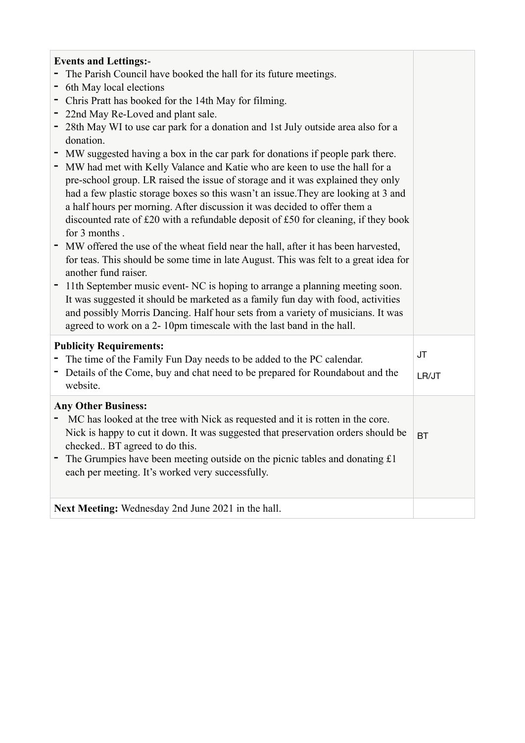| | |
|---|---|
| **Events and Lettings:**-<br>- The Parish Council have booked the hall for its future meetings.<br>- 6th May local elections<br>- Chris Pratt has booked for the 14th May for filming.<br>- 22nd May Re-Loved and plant sale.<br>- 28th May WI to use car park for a donation and 1st July outside area also for a donation.<br>- MW suggested having a box in the car park for donations if people park there.<br>- MW had met with Kelly Valance and Katie who are keen to use the hall for a pre-school group. LR raised the issue of storage and it was explained they only had a few plastic storage boxes so this wasn't an issue.They are looking at 3 and a half hours per morning. After discussion it was decided to offer them a discounted rate of £20 with a refundable deposit of £50 for cleaning, if they book for 3 months .<br>- MW offered the use of the wheat field near the hall, after it has been harvested, for teas. This should be some time in late August. This was felt to a great idea for another fund raiser.<br>- 11th September music event- NC is hoping to arrange a planning meeting soon. It was suggested it should be marketed as a family fun day with food, activities and possibly Morris Dancing. Half hour sets from a variety of musicians. It was agreed to work on a 2- 10pm timescale with the last band in the hall. | |
| **Publicity Requirements:**<br>- The time of the Family Fun Day needs to be added to the PC calendar.<br>- Details of the Come, buy and chat need to be prepared for Roundabout and the website. | JT<br>LR/JT |
| **Any Other Business:**<br>- MC has looked at the tree with Nick as requested and it is rotten in the core. Nick is happy to cut it down. It was suggested that preservation orders should be checked.. BT agreed to do this.<br>- The Grumpies have been meeting outside on the picnic tables and donating £1 each per meeting. It's worked very successfully. | BT |
| **Next Meeting:** Wednesday 2nd June 2021 in the hall. | |